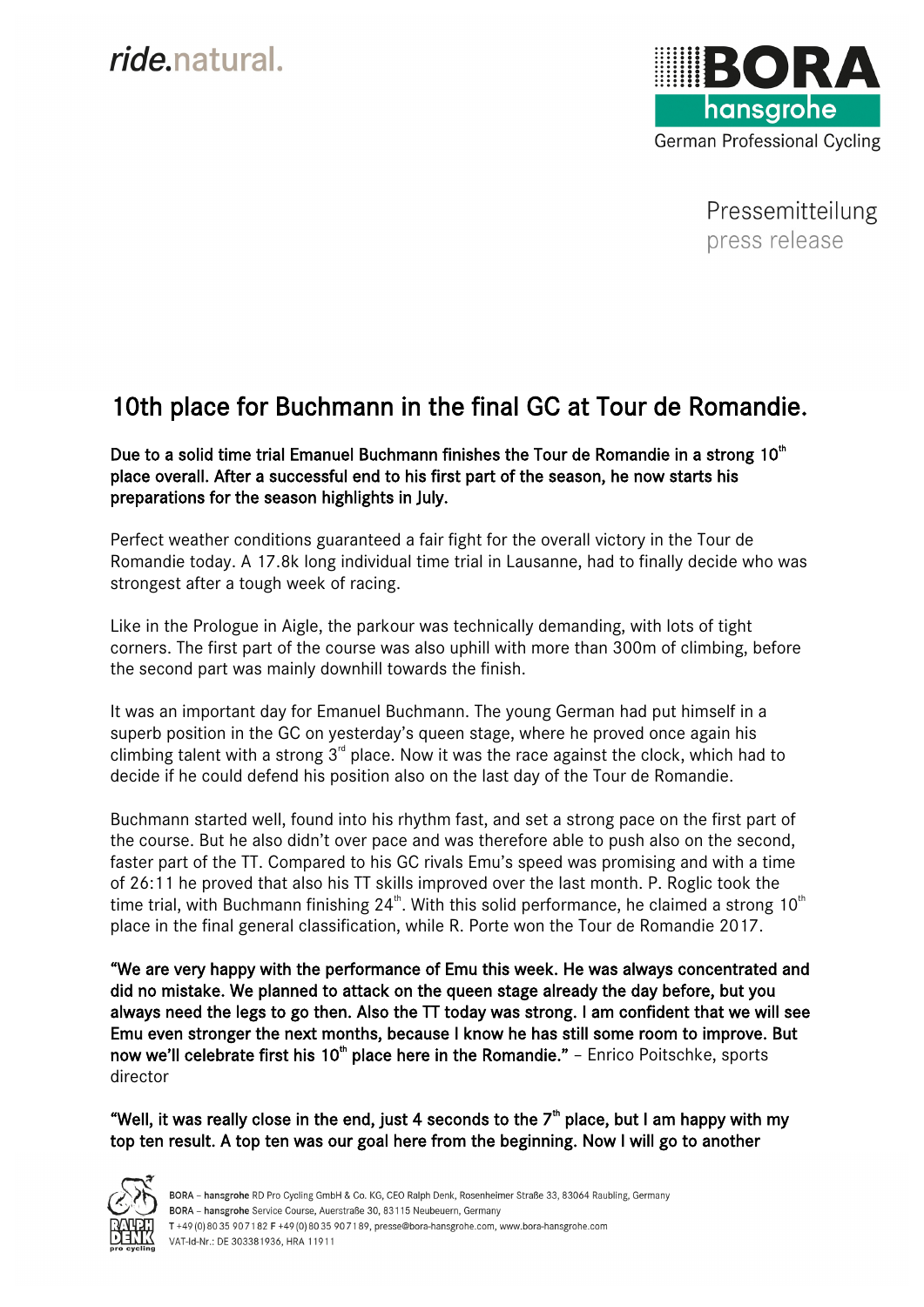# 10th place for Buchmann in the final GC at Tour de Romandie.

**Due to a solid time trial Emanuel Buchmann finishes the Tour de Romandie in a strong 10th place overall. After a successful end to his first part of the season, he now starts his preparations for the season highlights in July.**

Perfect weather conditions guaranteed a fair fight for the overall victory in the Tour de Romandie today. A 17.8k long individual time trial in Lausanne, had to finally decide who was strongest after a tough week of racing.

Like in the Prologue in Aigle, the parkour was technically demanding, with lots of tight corners. The first part of the course was also uphill with more than 300m of climbing, before the second part was mainly downhill towards the finish.

It was an important day for Emanuel Buchmann. The young German had put himself in a superb position in the GC on yesterday's queen stage, where he proved once again his climbing talent with a strong 3rd place. Now it was the race against the clock, which had to decide if he could defend his position also on the last day of the Tour de Romandie.

Buchmann started well, found into his rhythm fast, and set a strong pace on the first part of the course. But he also didn't over pace and was therefore able to push also on the second, faster part of the TT. Compared to his GC rivals Emu's speed was promising and with a time of 26:11 he proved that also his TT skills improved over the last month. P. Roglic took the time trial, with Buchmann finishing 24th. With this solid performance, he claimed a strong 10th place in the final general classification, while R. Porte won the Tour de Romandie 2017.

**"We are very happy with the performance of Emu this week. He was always concentrated and did no mistake. We planned to attack on the queen stage already the day before, but you always need the legs to go then. Also the TT today was strong. I am confident that we will see Emu even stronger the next months, because I know he has still some room to improve. But now we'll celebrate first his 10th place here in the Romandie."** – Enrico Poitschke, sports director

**"Well, it was really close in the end, just 4 seconds to the 7th place, but I am happy with my top ten result. A top ten was our goal here from the beginning. Now I will go to another**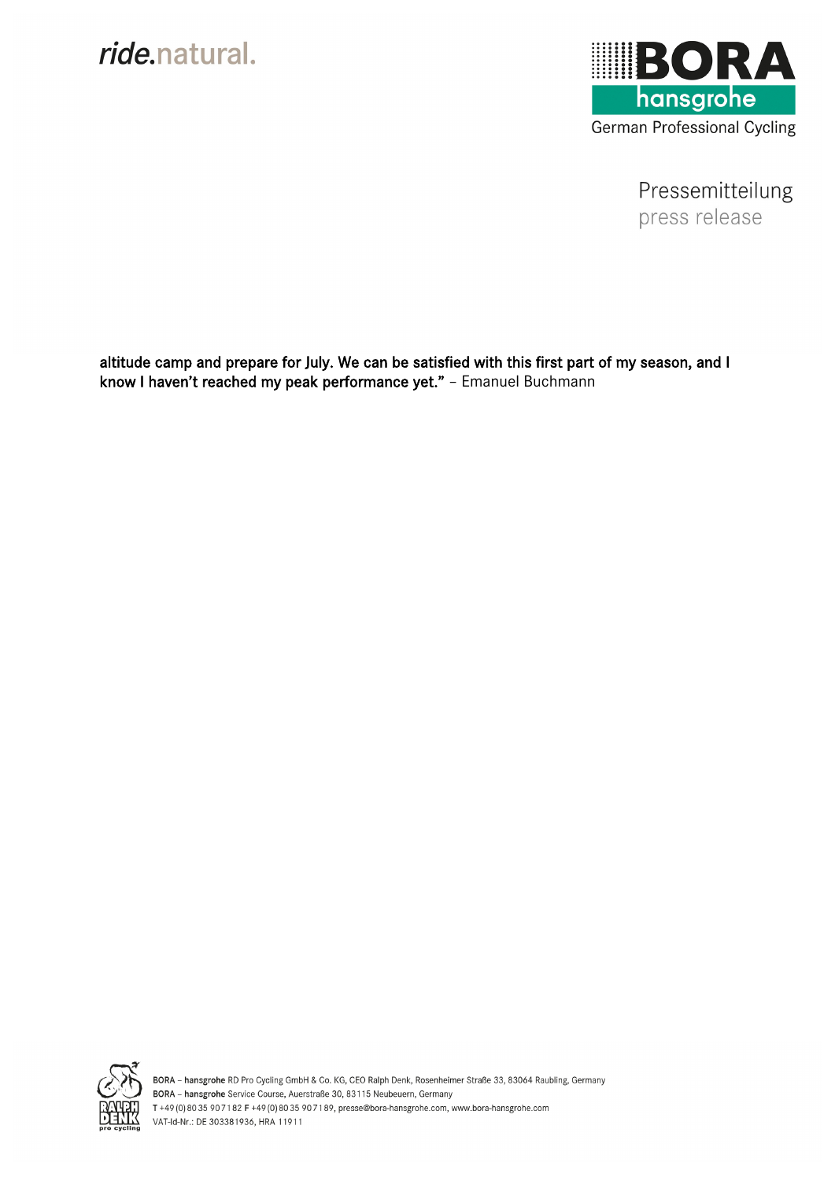**altitude camp and prepare for July. We can be satisfied with this first part of my season, and I know I haven't reached my peak performance yet."** – Emanuel Buchmann